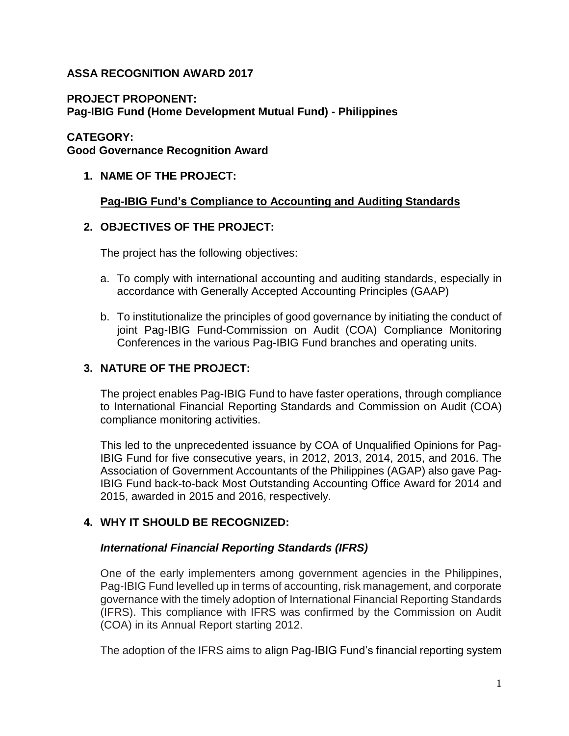**ASSA RECOGNITION AWARD 2017**

**PROJECT PROPONENT:**
**Pag-IBIG Fund (Home Development Mutual Fund) - Philippines**

**CATEGORY:**
**Good Governance Recognition Award**

1. **NAME OF THE PROJECT:**

   **<u>Pag-IBIG Fund's Compliance to Accounting and Auditing Standards</u>**

2. **OBJECTIVES OF THE PROJECT:**

   The project has the following objectives:

   a. To comply with international accounting and auditing standards, especially in accordance with Generally Accepted Accounting Principles (GAAP)

   b. To institutionalize the principles of good governance by initiating the conduct of joint Pag-IBIG Fund-Commission on Audit (COA) Compliance Monitoring Conferences in the various Pag-IBIG Fund branches and operating units.

3. **NATURE OF THE PROJECT:**

   The project enables Pag-IBIG Fund to have faster operations, through compliance to International Financial Reporting Standards and Commission on Audit (COA) compliance monitoring activities.

   This led to the unprecedented issuance by COA of Unqualified Opinions for Pag-IBIG Fund for five consecutive years, in 2012, 2013, 2014, 2015, and 2016. The Association of Government Accountants of the Philippines (AGAP) also gave Pag-IBIG Fund back-to-back Most Outstanding Accounting Office Award for 2014 and 2015, awarded in 2015 and 2016, respectively.

4. **WHY IT SHOULD BE RECOGNIZED:**

   ***International Financial Reporting Standards (IFRS)***

   One of the early implementers among government agencies in the Philippines, Pag-IBIG Fund levelled up in terms of accounting, risk management, and corporate governance with the timely adoption of International Financial Reporting Standards (IFRS). This compliance with IFRS was confirmed by the Commission on Audit (COA) in its Annual Report starting 2012.

   The adoption of the IFRS aims to align Pag-IBIG Fund's financial reporting system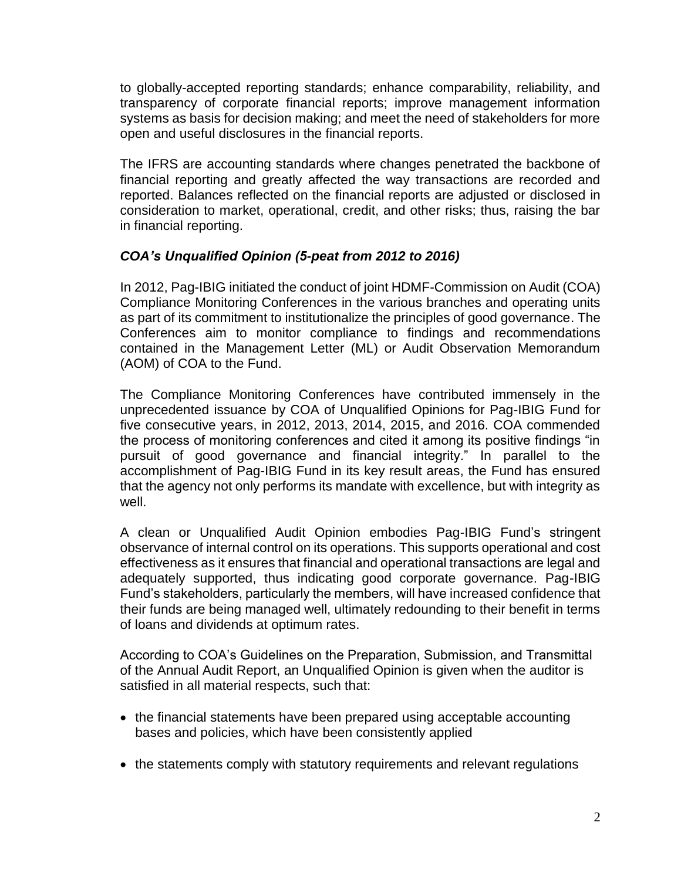to globally-accepted reporting standards; enhance comparability, reliability, and transparency of corporate financial reports; improve management information systems as basis for decision making; and meet the need of stakeholders for more open and useful disclosures in the financial reports.

The IFRS are accounting standards where changes penetrated the backbone of financial reporting and greatly affected the way transactions are recorded and reported. Balances reflected on the financial reports are adjusted or disclosed in consideration to market, operational, credit, and other risks; thus, raising the bar in financial reporting.

***COA's Unqualified Opinion (5-peat from 2012 to 2016)***

In 2012, Pag-IBIG initiated the conduct of joint HDMF-Commission on Audit (COA) Compliance Monitoring Conferences in the various branches and operating units as part of its commitment to institutionalize the principles of good governance. The Conferences aim to monitor compliance to findings and recommendations contained in the Management Letter (ML) or Audit Observation Memorandum (AOM) of COA to the Fund.

The Compliance Monitoring Conferences have contributed immensely in the unprecedented issuance by COA of Unqualified Opinions for Pag-IBIG Fund for five consecutive years, in 2012, 2013, 2014, 2015, and 2016. COA commended the process of monitoring conferences and cited it among its positive findings "in pursuit of good governance and financial integrity." In parallel to the accomplishment of Pag-IBIG Fund in its key result areas, the Fund has ensured that the agency not only performs its mandate with excellence, but with integrity as well.

A clean or Unqualified Audit Opinion embodies Pag-IBIG Fund's stringent observance of internal control on its operations. This supports operational and cost effectiveness as it ensures that financial and operational transactions are legal and adequately supported, thus indicating good corporate governance. Pag-IBIG Fund's stakeholders, particularly the members, will have increased confidence that their funds are being managed well, ultimately redounding to their benefit in terms of loans and dividends at optimum rates.

According to COA's Guidelines on the Preparation, Submission, and Transmittal of the Annual Audit Report, an Unqualified Opinion is given when the auditor is satisfied in all material respects, such that:

- the financial statements have been prepared using acceptable accounting bases and policies, which have been consistently applied
- the statements comply with statutory requirements and relevant regulations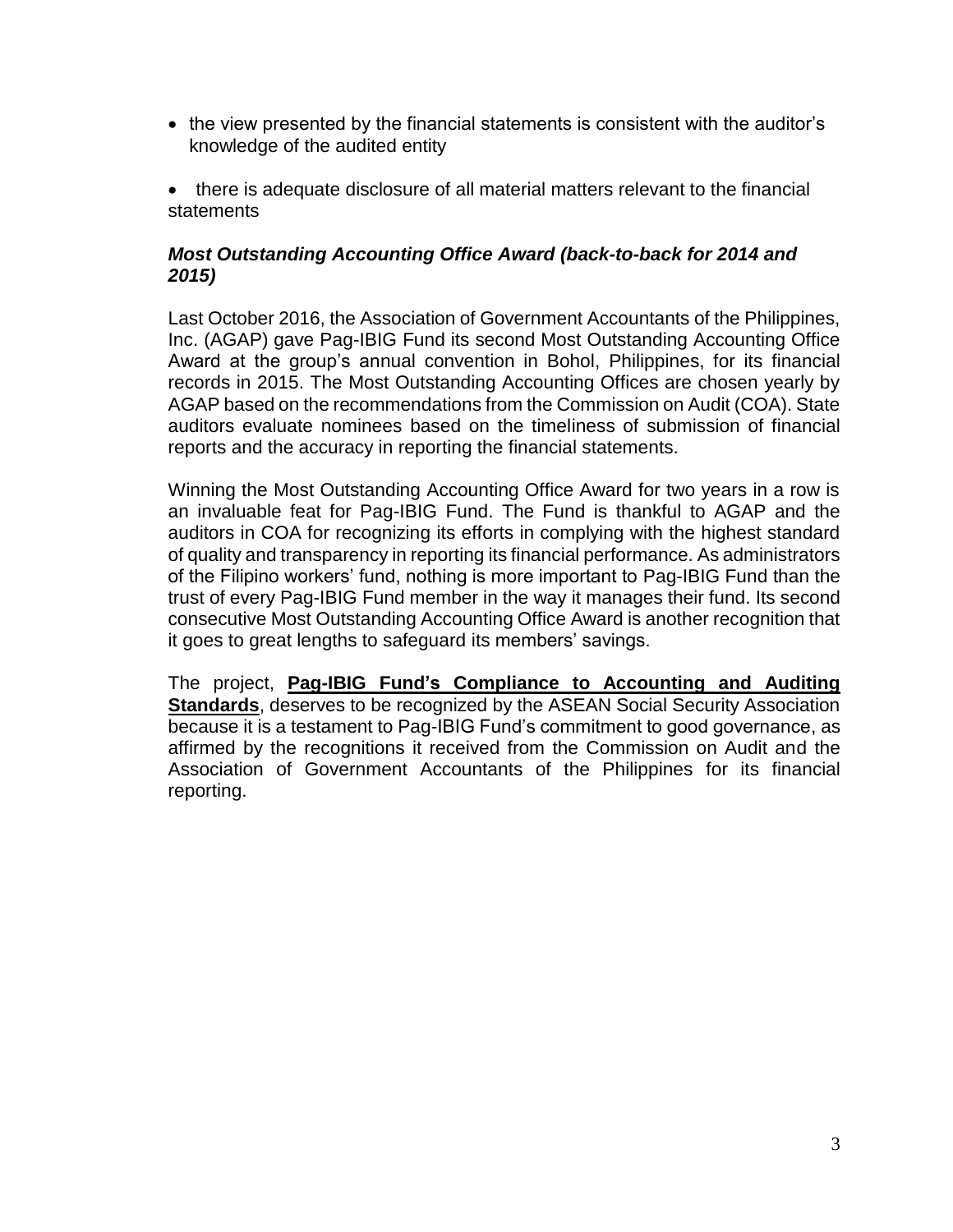- the view presented by the financial statements is consistent with the auditor's knowledge of the audited entity

- there is adequate disclosure of all material matters relevant to the financial statements

### *Most Outstanding Accounting Office Award (back-to-back for 2014 and 2015)*

Last October 2016, the Association of Government Accountants of the Philippines, Inc. (AGAP) gave Pag-IBIG Fund its second Most Outstanding Accounting Office Award at the group's annual convention in Bohol, Philippines, for its financial records in 2015. The Most Outstanding Accounting Offices are chosen yearly by AGAP based on the recommendations from the Commission on Audit (COA). State auditors evaluate nominees based on the timeliness of submission of financial reports and the accuracy in reporting the financial statements.

Winning the Most Outstanding Accounting Office Award for two years in a row is an invaluable feat for Pag-IBIG Fund. The Fund is thankful to AGAP and the auditors in COA for recognizing its efforts in complying with the highest standard of quality and transparency in reporting its financial performance. As administrators of the Filipino workers' fund, nothing is more important to Pag-IBIG Fund than the trust of every Pag-IBIG Fund member in the way it manages their fund. Its second consecutive Most Outstanding Accounting Office Award is another recognition that it goes to great lengths to safeguard its members' savings.

The project, **Pag-IBIG Fund's Compliance to Accounting and Auditing Standards**, deserves to be recognized by the ASEAN Social Security Association because it is a testament to Pag-IBIG Fund's commitment to good governance, as affirmed by the recognitions it received from the Commission on Audit and the Association of Government Accountants of the Philippines for its financial reporting.